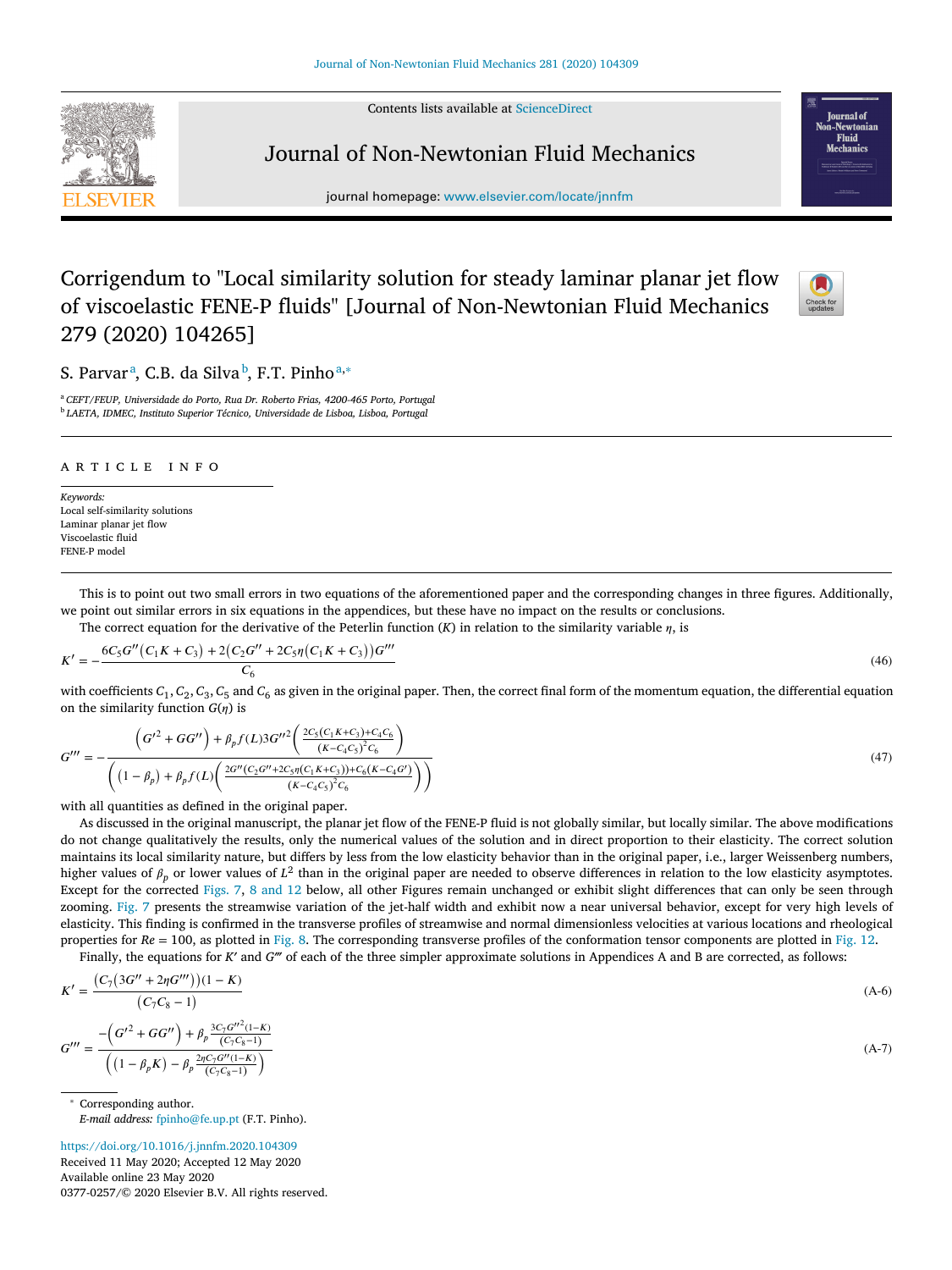# Corrigendum to "Local similarity solution for steady laminar planar jet flow of viscoelastic FENE-P fluids" [Journal of Non-Newtonian Fluid Mechanics 279 (2020) 104265]

S. Parvar[a], C.B. da Silva[b], F.T. Pinho[a,*]

[a] CEFT/FEUP, Universidade do Porto, Rua Dr. Roberto Frias, 4200-465 Porto, Portugal
[b] LAETA, IDMEC, Instituto Superior Técnico, Universidade de Lisboa, Lisboa, Portugal

## ARTICLE INFO

*Keywords:*
Local self-similarity solutions
Laminar planar jet flow
Viscoelastic fluid
FENE-P model

This is to point out two small errors in two equations of the aforementioned paper and the corresponding changes in three figures. Additionally, we point out similar errors in six equations in the appendices, but these have no impact on the results or conclusions.

The correct equation for the derivative of the Peterlin function ($K$) in relation to the similarity variable $\eta$, is

$$K' = -\frac{6C_5G''\left(C_1K + C_3\right) + 2\left(C_2G'' + 2C_5\eta\left(C_1K + C_3\right)\right)G'''}{C_6} \tag{46}$$

with coefficients $C_1, C_2, C_3, C_5$ and $C_6$ as given in the original paper. Then, the correct final form of the momentum equation, the differential equation on the similarity function $G(\eta)$ is

$$G''' = -\frac{\left(G'^2 + GG''\right) + \beta_p f(L) 3G''^2\left(\frac{2C_5(C_1K+C_3)+C_4C_6}{(K-C_4C_5)^2C_6}\right)}{\left(\left(1-\beta_p\right) + \beta_p f(L)\left(\frac{2G''(C_2G''+2C_5\eta(C_1K+C_3))+C_6(K-C_4G')}{(K-C_4C_5)^2C_6}\right)\right)} \tag{47}$$

with all quantities as defined in the original paper.

As discussed in the original manuscript, the planar jet flow of the FENE-P fluid is not globally similar, but locally similar. The above modifications do not change qualitatively the results, only the numerical values of the solution and in direct proportion to their elasticity. The correct solution maintains its local similarity nature, but differs by less from the low elasticity behavior than in the original paper, i.e., larger Weissenberg numbers, higher values of $\beta_p$ or lower values of $L^2$ than in the original paper are needed to observe differences in relation to the low elasticity asymptotes. Except for the corrected Figs. 7, 8 and 12 below, all other Figures remain unchanged or exhibit slight differences that can only be seen through zooming. Fig. 7 presents the streamwise variation of the jet-half width and exhibit now a near universal behavior, except for very high levels of elasticity. This finding is confirmed in the transverse profiles of streamwise and normal dimensionless velocities at various locations and rheological properties for $Re = 100$, as plotted in Fig. 8. The corresponding transverse profiles of the conformation tensor components are plotted in Fig. 12.

Finally, the equations for $K'$ and $G'''$ of each of the three simpler approximate solutions in Appendices A and B are corrected, as follows:

$$K' = \frac{\left(C_7\left(3G'' + 2\eta G'''\right)\right)(1-K)}{\left(C_7C_8 - 1\right)} \tag{A-6}$$

$$G''' = \frac{-\left(G'^2 + GG''\right) + \beta_p\frac{3C_7G''^2(1-K)}{(C_7C_8-1)}}{\left(\left(1-\beta_pK\right) - \beta_p\frac{2\eta C_7G''(1-K)}{(C_7C_8-1)}\right)} \tag{A-7}$$

* Corresponding author.
*E-mail address:* fpinho@fe.up.pt (F.T. Pinho).

https://doi.org/10.1016/j.jnnfm.2020.104309
Received 11 May 2020; Accepted 12 May 2020
Available online 23 May 2020
0377-0257/© 2020 Elsevier B.V. All rights reserved.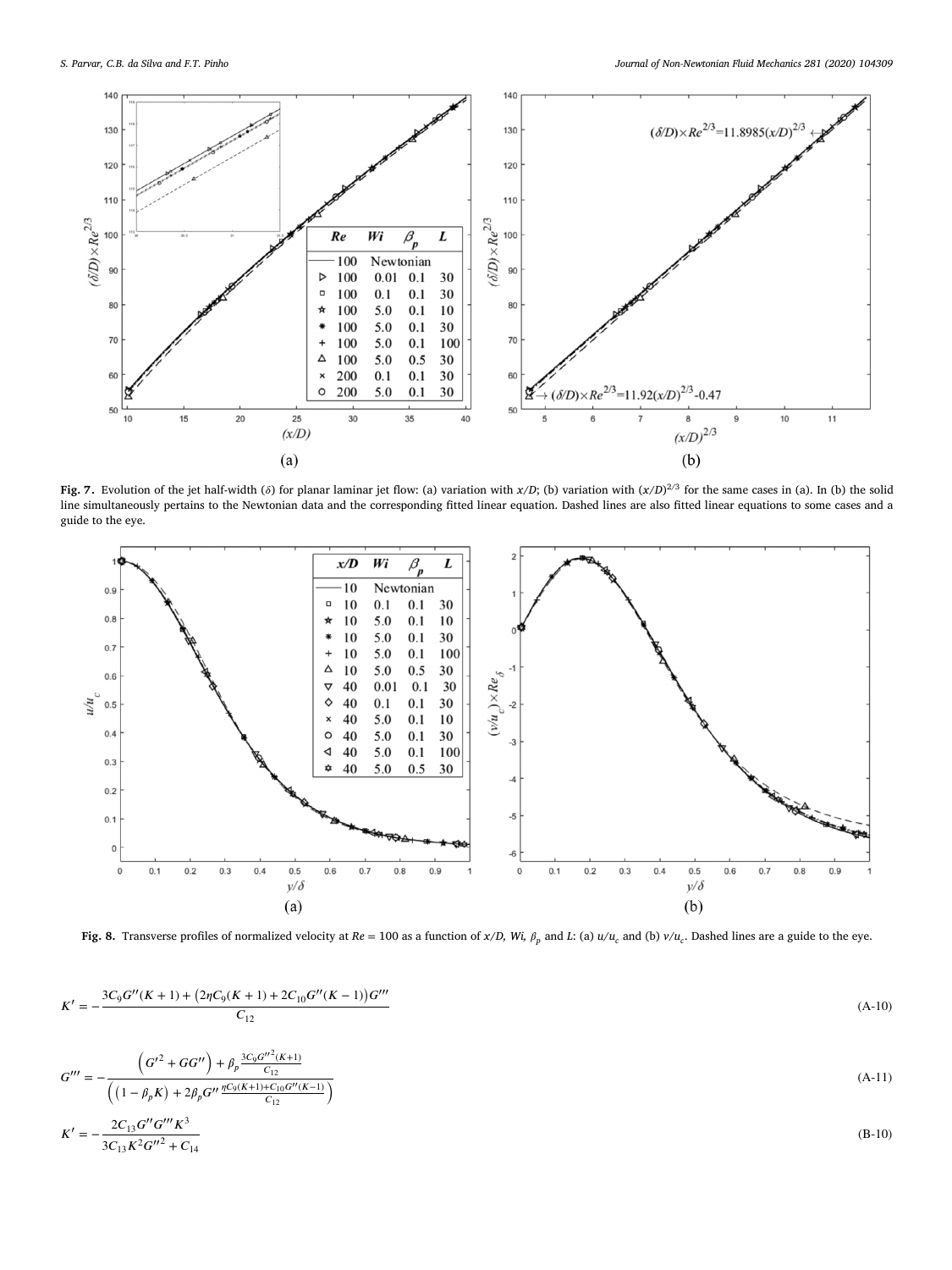**Fig. 7.** Evolution of the jet half-width ($\delta$) for planar laminar jet flow: (a) variation with $x/D$; (b) variation with $(x/D)^{2/3}$ for the same cases in (a). In (b) the solid line simultaneously pertains to the Newtonian data and the corresponding fitted linear equation. Dashed lines are also fitted linear equations to some cases and a guide to the eye.

**Fig. 8.** Transverse profiles of normalized velocity at $Re = 100$ as a function of $x/D$, $Wi$, $\beta_p$ and $L$: (a) $u/u_c$ and (b) $v/u_c$. Dashed lines are a guide to the eye.

$$K' = -\frac{3C_9G''(K+1) + \left(2\eta C_9(K+1) + 2C_{10}G''(K-1)\right)G'''}{C_{12}} \tag{A-10}$$

$$G''' = -\frac{\left(G'^2 + GG''\right) + \beta_p \frac{3C_9G''^2(K+1)}{C_{12}}}{\left(\left(1-\beta_pK\right) + 2\beta_pG''\frac{\eta C_9(K+1)+C_{10}G''(K-1)}{C_{12}}\right)} \tag{A-11}$$

$$K' = -\frac{2C_{13}G''G'''K^3}{3C_{13}K^2G''^2 + C_{14}} \tag{B-10}$$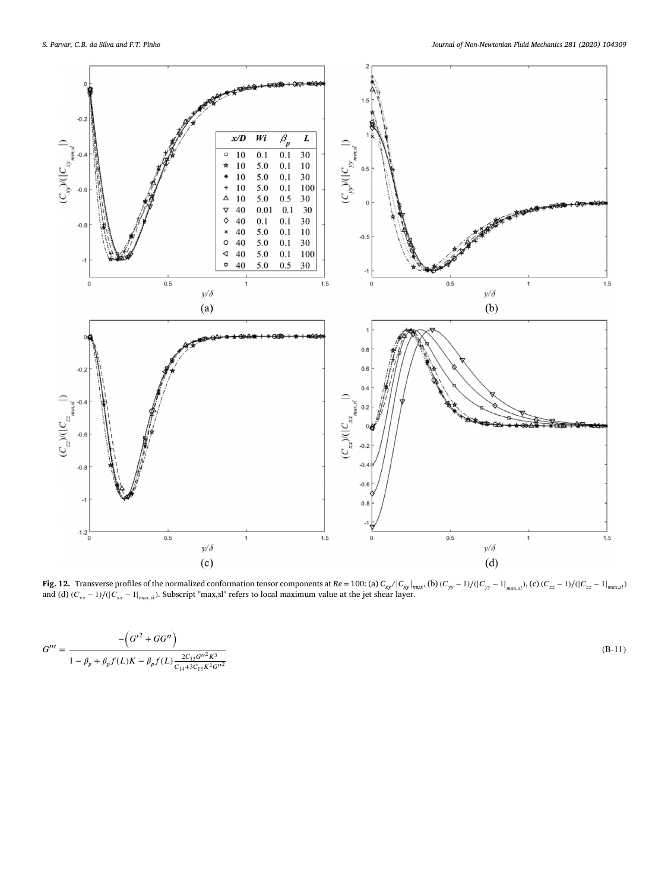(a)

(b)

(c)

(d)

| x/D | Wi | $\beta_p$ | L |
|---|---|---|---|
| 10 | 0.1 | 0.1 | 30 |
| 10 | 5.0 | 0.1 | 10 |
| 10 | 5.0 | 0.1 | 30 |
| 10 | 5.0 | 0.1 | 100 |
| 10 | 5.0 | 0.5 | 30 |
| 40 | 0.01 | 0.1 | 30 |
| 40 | 0.1 | 0.1 | 30 |
| 40 | 5.0 | 0.1 | 10 |
| 40 | 5.0 | 0.1 | 30 |
| 40 | 5.0 | 0.1 | 100 |
| 40 | 5.0 | 0.5 | 30 |

**Fig. 12.** Transverse profiles of the normalized conformation tensor components at $Re = 100$: (a) $C_{xy}/|C_{xy}|_{max}$, (b) $(C_{yy} - 1)/(|C_{yy} - 1|_{max,sl})$, (c) $(C_{zz} - 1)/(|C_{zz} - 1|_{max,sl})$ and (d) $(C_{xx} - 1)/(|C_{xx} - 1|_{max,sl})$. Subscript "max,sl" refers to local maximum value at the jet shear layer.

$$G''' = \frac{-\left(G'^2 + GG''\right)}{1 - \beta_p + \beta_p f(L)K - \beta_p f(L)\frac{2C_{13}G''^2K^3}{C_{14}+3C_{13}K^2G''^2}} \tag{B-11}$$